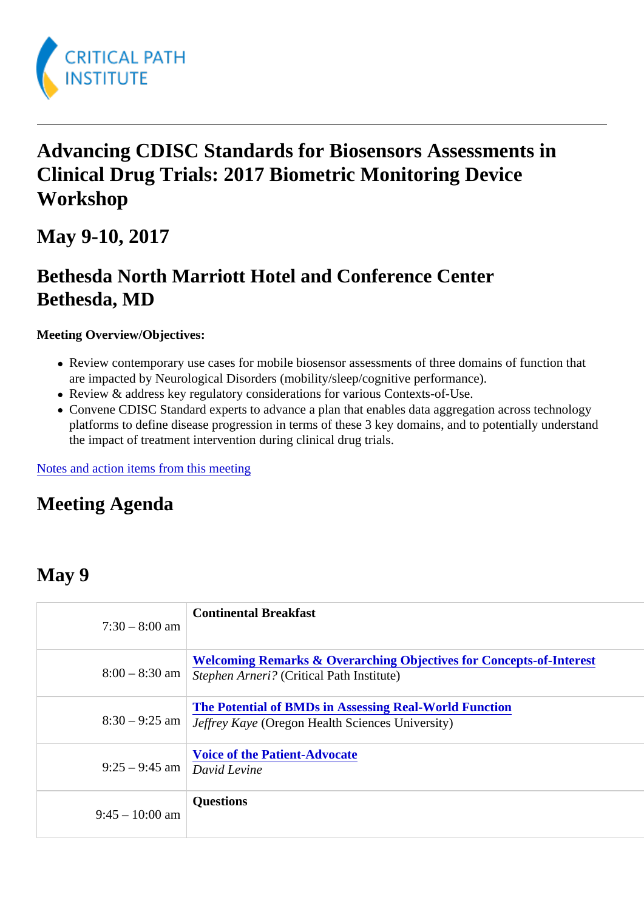CRITICAL PATH INSTITUTE

# Advancing CDISC Standards for Biosensors Assessments in Clinical Drug Trials: 2017 Biometric Monitoring Device Workshop

## May 9-10, 2017

## Bethesda North Marriott Hotel and Conference Center Bethesda, MD

**Meeting Overview/Objectives:**

- Review contemporary use cases for mobile biosensor assessments of three domains of function that are impacted by Neurological Disorders (mobility/sleep/cognitive performance).
- Review & address key regulatory considerations for various Contexts-of-Use.
- Convene CDISC Standard experts to advance a plan that enables data aggregation across technology platforms to define disease progression in terms of these 3 key domains, and to potentially understand the impact of treatment intervention during clinical drug trials.

[Notes and action items from this meeting]

## Meeting Agenda

## May 9

| | |
|---|---|
| 7:30 – 8:00 am | **Continental Breakfast** |
| 8:00 – 8:30 am | **[Welcoming Remarks & Overarching Objectives for Concepts-of-Interest]**<br>*Stephen Arneri?* (Critical Path Institute) |
| 8:30 – 9:25 am | **[The Potential of BMDs in Assessing Real-World Function]**<br>*Jeffrey Kaye* (Oregon Health Sciences University) |
| 9:25 – 9:45 am | **[Voice of the Patient-Advocate]**<br>*David Levine* |
| 9:45 – 10:00 am | **Questions** |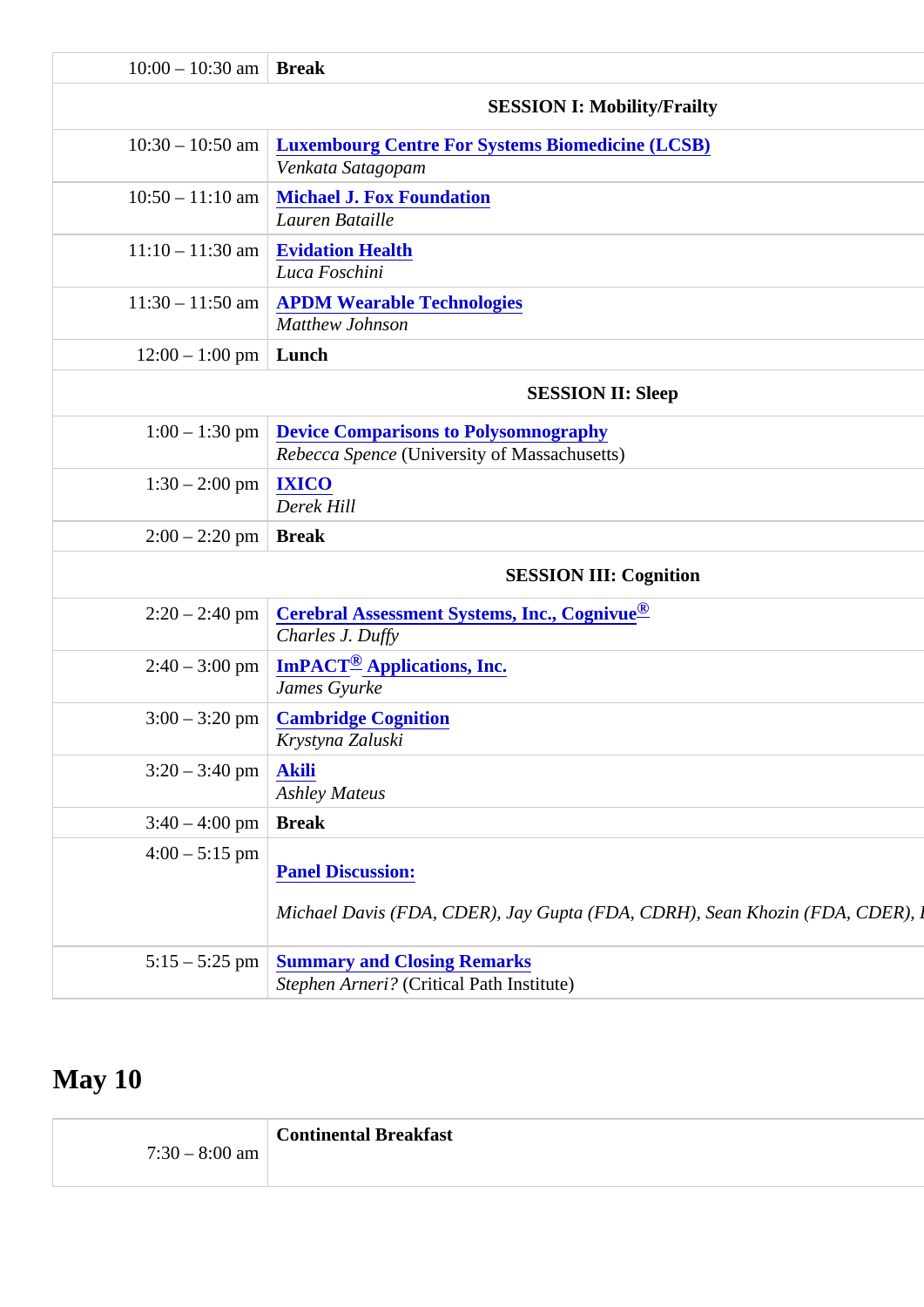| | |
|---|---|
| 10:00 – 10:30 am | **Break** |
| | **SESSION I: Mobility/Frailty** |
| 10:30 – 10:50 am | **Luxembourg Centre For Systems Biomedicine (LCSB)**<br>*Venkata Satagopam* |
| 10:50 – 11:10 am | **Michael J. Fox Foundation**<br>*Lauren Bataille* |
| 11:10 – 11:30 am | **Evidation Health**<br>*Luca Foschini* |
| 11:30 – 11:50 am | **APDM Wearable Technologies**<br>*Matthew Johnson* |
| 12:00 – 1:00 pm | **Lunch** |
| | **SESSION II: Sleep** |
| 1:00 – 1:30 pm | **Device Comparisons to Polysomnography**<br>*Rebecca Spence* (University of Massachusetts) |
| 1:30 – 2:00 pm | **IXICO**<br>*Derek Hill* |
| 2:00 – 2:20 pm | **Break** |
| | **SESSION III: Cognition** |
| 2:20 – 2:40 pm | **Cerebral Assessment Systems, Inc., Cognivue®**<br>*Charles J. Duffy* |
| 2:40 – 3:00 pm | **ImPACT® Applications, Inc.**<br>*James Gyurke* |
| 3:00 – 3:20 pm | **Cambridge Cognition**<br>*Krystyna Zaluski* |
| 3:20 – 3:40 pm | **Akili**<br>*Ashley Mateus* |
| 3:40 – 4:00 pm | **Break** |
| 4:00 – 5:15 pm | **Panel Discussion:**<br>*Michael Davis (FDA, CDER), Jay Gupta (FDA, CDRH), Sean Khozin (FDA, CDER),* |
| 5:15 – 5:25 pm | **Summary and Closing Remarks**<br>*Stephen Arneri?* (Critical Path Institute) |

## May 10

| | |
|---|---|
| 7:30 – 8:00 am | **Continental Breakfast** |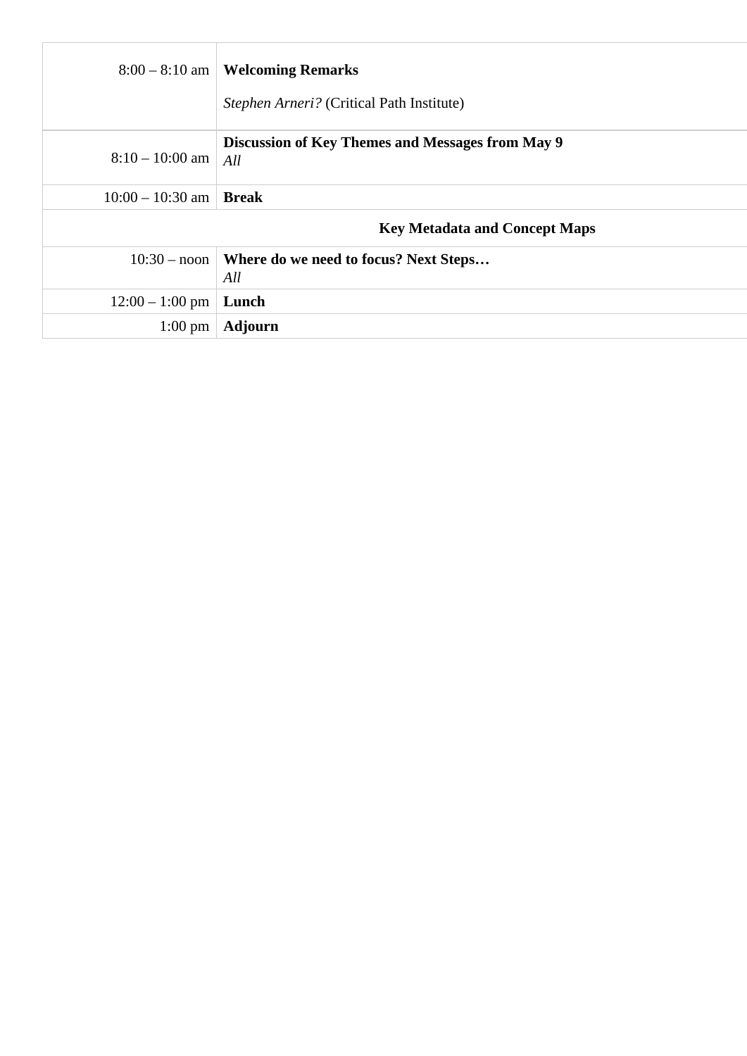| | |
|---|---|
| 8:00 – 8:10 am | **Welcoming Remarks**<br><br>*Stephen Arneri?* (Critical Path Institute) |
| 8:10 – 10:00 am | **Discussion of Key Themes and Messages from May 9**<br>*All* |
| 10:00 – 10:30 am | **Break** |
| | **Key Metadata and Concept Maps** |
| 10:30 – noon | **Where do we need to focus? Next Steps…**<br>*All* |
| 12:00 – 1:00 pm | **Lunch** |
| 1:00 pm | **Adjourn** |